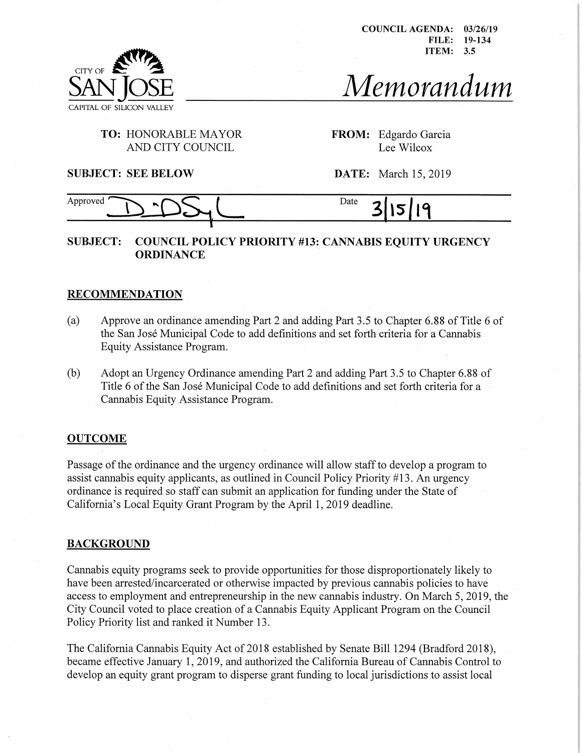COUNCIL AGENDA: 03/26/19
FILE: 19-134
ITEM: 3.5

CITY OF SAN JOSE
CAPITAL OF SILICON VALLEY

# Memorandum

**TO:** HONORABLE MAYOR AND CITY COUNCIL

**FROM:** Edgardo Garcia
Lee Wilcox

**SUBJECT: SEE BELOW**

**DATE:** March 15, 2019

Approved [signature] Date 3/15/19

**SUBJECT: COUNCIL POLICY PRIORITY #13: CANNABIS EQUITY URGENCY ORDINANCE**

## RECOMMENDATION

(a) Approve an ordinance amending Part 2 and adding Part 3.5 to Chapter 6.88 of Title 6 of the San José Municipal Code to add definitions and set forth criteria for a Cannabis Equity Assistance Program.

(b) Adopt an Urgency Ordinance amending Part 2 and adding Part 3.5 to Chapter 6.88 of Title 6 of the San José Municipal Code to add definitions and set forth criteria for a Cannabis Equity Assistance Program.

## OUTCOME

Passage of the ordinance and the urgency ordinance will allow staff to develop a program to assist cannabis equity applicants, as outlined in Council Policy Priority #13. An urgency ordinance is required so staff can submit an application for funding under the State of California's Local Equity Grant Program by the April 1, 2019 deadline.

## BACKGROUND

Cannabis equity programs seek to provide opportunities for those disproportionately likely to have been arrested/incarcerated or otherwise impacted by previous cannabis policies to have access to employment and entrepreneurship in the new cannabis industry. On March 5, 2019, the City Council voted to place creation of a Cannabis Equity Applicant Program on the Council Policy Priority list and ranked it Number 13.

The California Cannabis Equity Act of 2018 established by Senate Bill 1294 (Bradford 2018), became effective January 1, 2019, and authorized the California Bureau of Cannabis Control to develop an equity grant program to disperse grant funding to local jurisdictions to assist local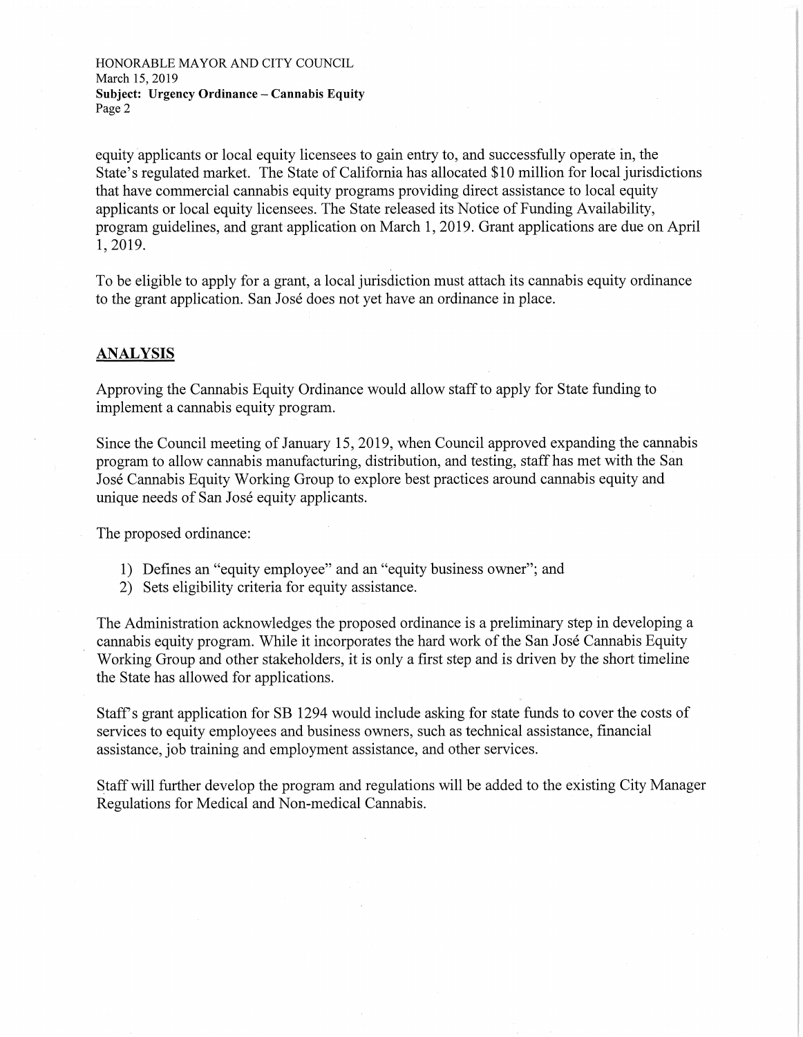equity applicants or local equity licensees to gain entry to, and successfully operate in, the State's regulated market. The State of California has allocated $10 million for local jurisdictions that have commercial cannabis equity programs providing direct assistance to local equity applicants or local equity licensees. The State released its Notice of Funding Availability, program guidelines, and grant application on March 1, 2019. Grant applications are due on April 1, 2019.

To be eligible to apply for a grant, a local jurisdiction must attach its cannabis equity ordinance to the grant application. San José does not yet have an ordinance in place.

## ANALYSIS

Approving the Cannabis Equity Ordinance would allow staff to apply for State funding to implement a cannabis equity program.

Since the Council meeting of January 15, 2019, when Council approved expanding the cannabis program to allow cannabis manufacturing, distribution, and testing, staff has met with the San José Cannabis Equity Working Group to explore best practices around cannabis equity and unique needs of San José equity applicants.

The proposed ordinance:

1) Defines an "equity employee" and an "equity business owner"; and
2) Sets eligibility criteria for equity assistance.

The Administration acknowledges the proposed ordinance is a preliminary step in developing a cannabis equity program. While it incorporates the hard work of the San José Cannabis Equity Working Group and other stakeholders, it is only a first step and is driven by the short timeline the State has allowed for applications.

Staff's grant application for SB 1294 would include asking for state funds to cover the costs of services to equity employees and business owners, such as technical assistance, financial assistance, job training and employment assistance, and other services.

Staff will further develop the program and regulations will be added to the existing City Manager Regulations for Medical and Non-medical Cannabis.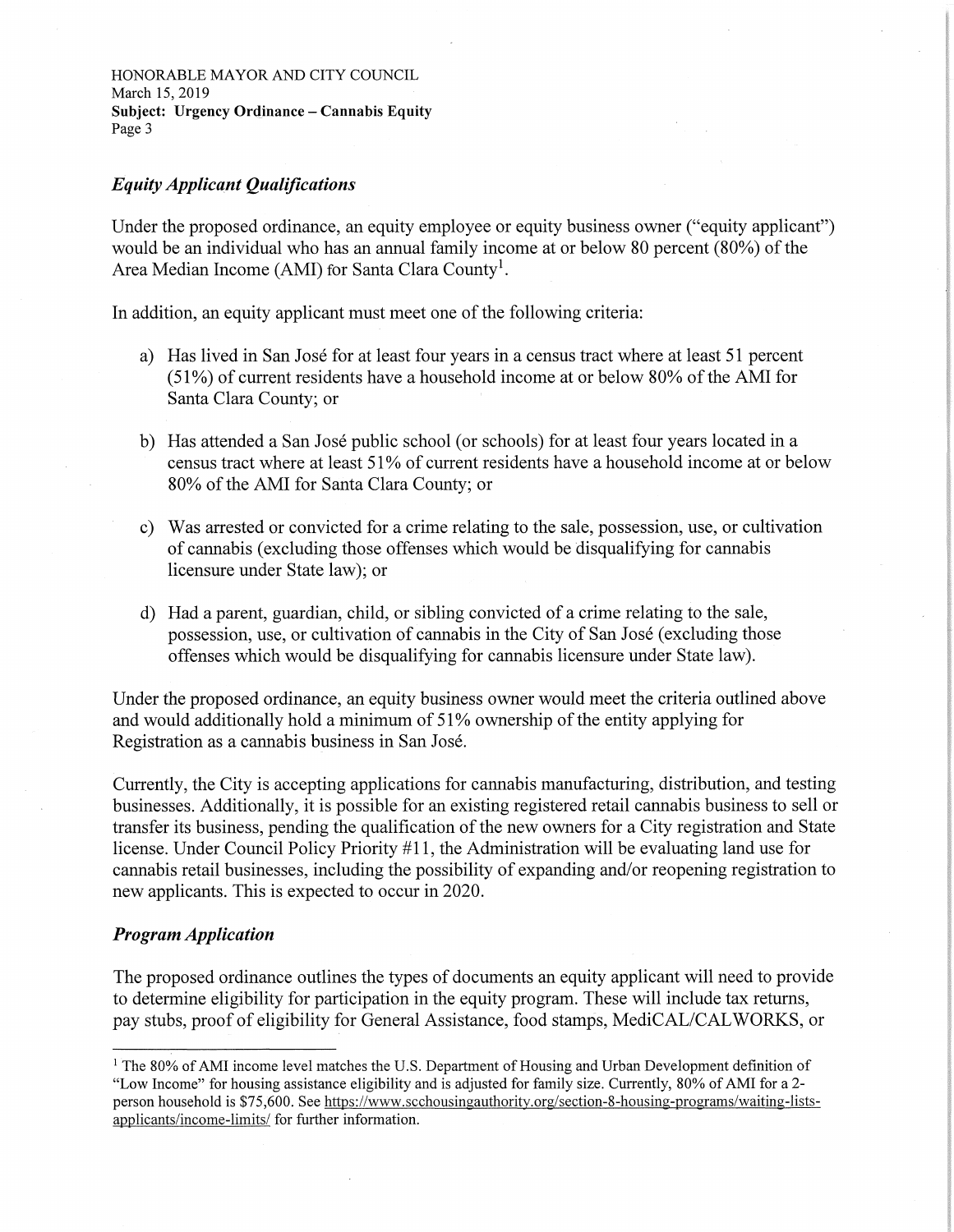### *Equity Applicant Qualifications*

Under the proposed ordinance, an equity employee or equity business owner ("equity applicant") would be an individual who has an annual family income at or below 80 percent (80%) of the Area Median Income (AMI) for Santa Clara County[1].

In addition, an equity applicant must meet one of the following criteria:

a) Has lived in San José for at least four years in a census tract where at least 51 percent (51%) of current residents have a household income at or below 80% of the AMI for Santa Clara County; or

b) Has attended a San José public school (or schools) for at least four years located in a census tract where at least 51% of current residents have a household income at or below 80% of the AMI for Santa Clara County; or

c) Was arrested or convicted for a crime relating to the sale, possession, use, or cultivation of cannabis (excluding those offenses which would be disqualifying for cannabis licensure under State law); or

d) Had a parent, guardian, child, or sibling convicted of a crime relating to the sale, possession, use, or cultivation of cannabis in the City of San José (excluding those offenses which would be disqualifying for cannabis licensure under State law).

Under the proposed ordinance, an equity business owner would meet the criteria outlined above and would additionally hold a minimum of 51% ownership of the entity applying for Registration as a cannabis business in San José.

Currently, the City is accepting applications for cannabis manufacturing, distribution, and testing businesses. Additionally, it is possible for an existing registered retail cannabis business to sell or transfer its business, pending the qualification of the new owners for a City registration and State license. Under Council Policy Priority #11, the Administration will be evaluating land use for cannabis retail businesses, including the possibility of expanding and/or reopening registration to new applicants. This is expected to occur in 2020.

### *Program Application*

The proposed ordinance outlines the types of documents an equity applicant will need to provide to determine eligibility for participation in the equity program. These will include tax returns, pay stubs, proof of eligibility for General Assistance, food stamps, MediCAL/CALWORKS, or

---

[1] The 80% of AMI income level matches the U.S. Department of Housing and Urban Development definition of "Low Income" for housing assistance eligibility and is adjusted for family size. Currently, 80% of AMI for a 2-person household is $75,600. See https://www.scchousingauthority.org/section-8-housing-programs/waiting-lists-applicants/income-limits/ for further information.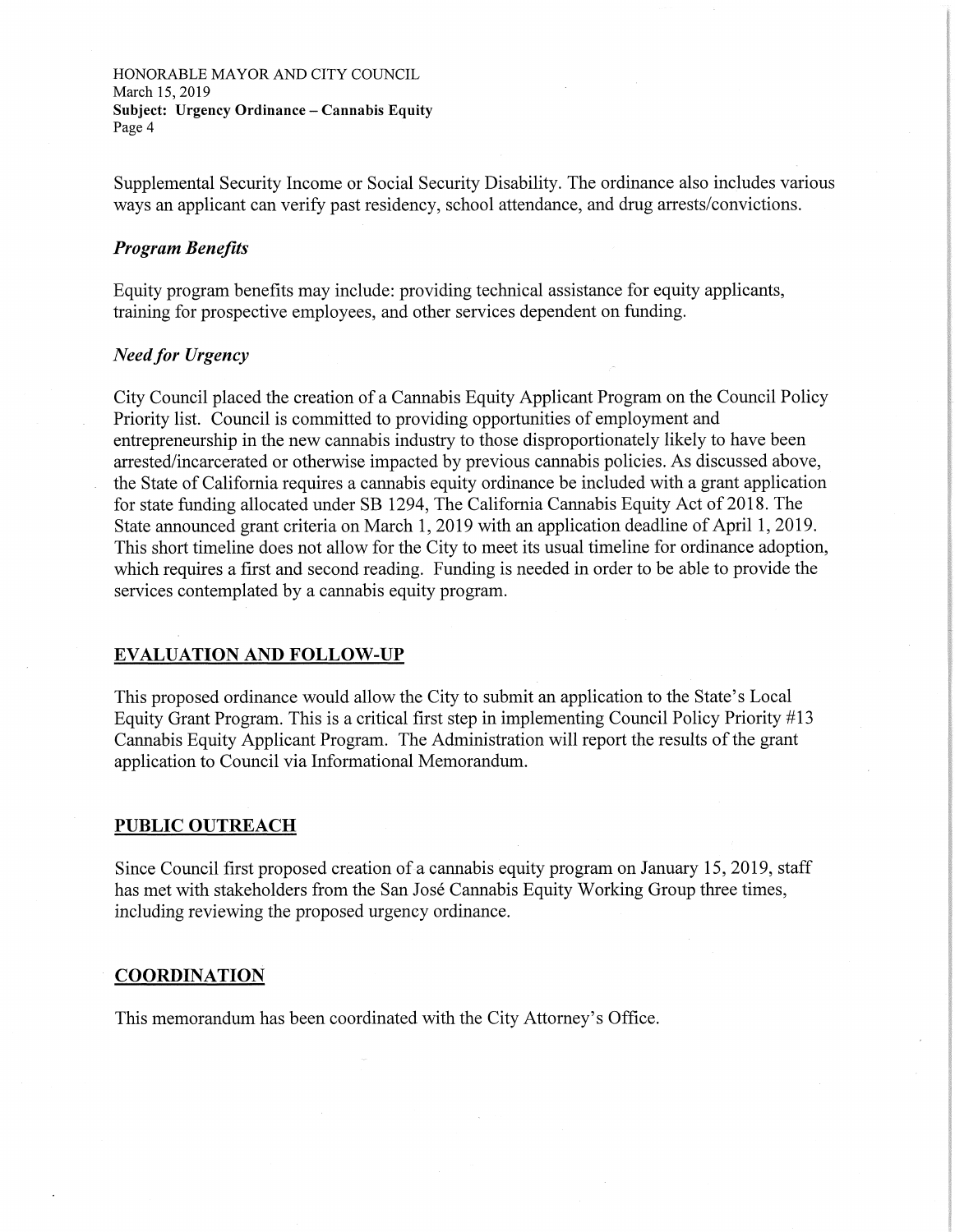Supplemental Security Income or Social Security Disability. The ordinance also includes various ways an applicant can verify past residency, school attendance, and drug arrests/convictions.

### *Program Benefits*

Equity program benefits may include: providing technical assistance for equity applicants, training for prospective employees, and other services dependent on funding.

### *Need for Urgency*

City Council placed the creation of a Cannabis Equity Applicant Program on the Council Policy Priority list. Council is committed to providing opportunities of employment and entrepreneurship in the new cannabis industry to those disproportionately likely to have been arrested/incarcerated or otherwise impacted by previous cannabis policies. As discussed above, the State of California requires a cannabis equity ordinance be included with a grant application for state funding allocated under SB 1294, The California Cannabis Equity Act of 2018. The State announced grant criteria on March 1, 2019 with an application deadline of April 1, 2019. This short timeline does not allow for the City to meet its usual timeline for ordinance adoption, which requires a first and second reading. Funding is needed in order to be able to provide the services contemplated by a cannabis equity program.

## EVALUATION AND FOLLOW-UP

This proposed ordinance would allow the City to submit an application to the State's Local Equity Grant Program. This is a critical first step in implementing Council Policy Priority #13 Cannabis Equity Applicant Program. The Administration will report the results of the grant application to Council via Informational Memorandum.

## PUBLIC OUTREACH

Since Council first proposed creation of a cannabis equity program on January 15, 2019, staff has met with stakeholders from the San José Cannabis Equity Working Group three times, including reviewing the proposed urgency ordinance.

## COORDINATION

This memorandum has been coordinated with the City Attorney's Office.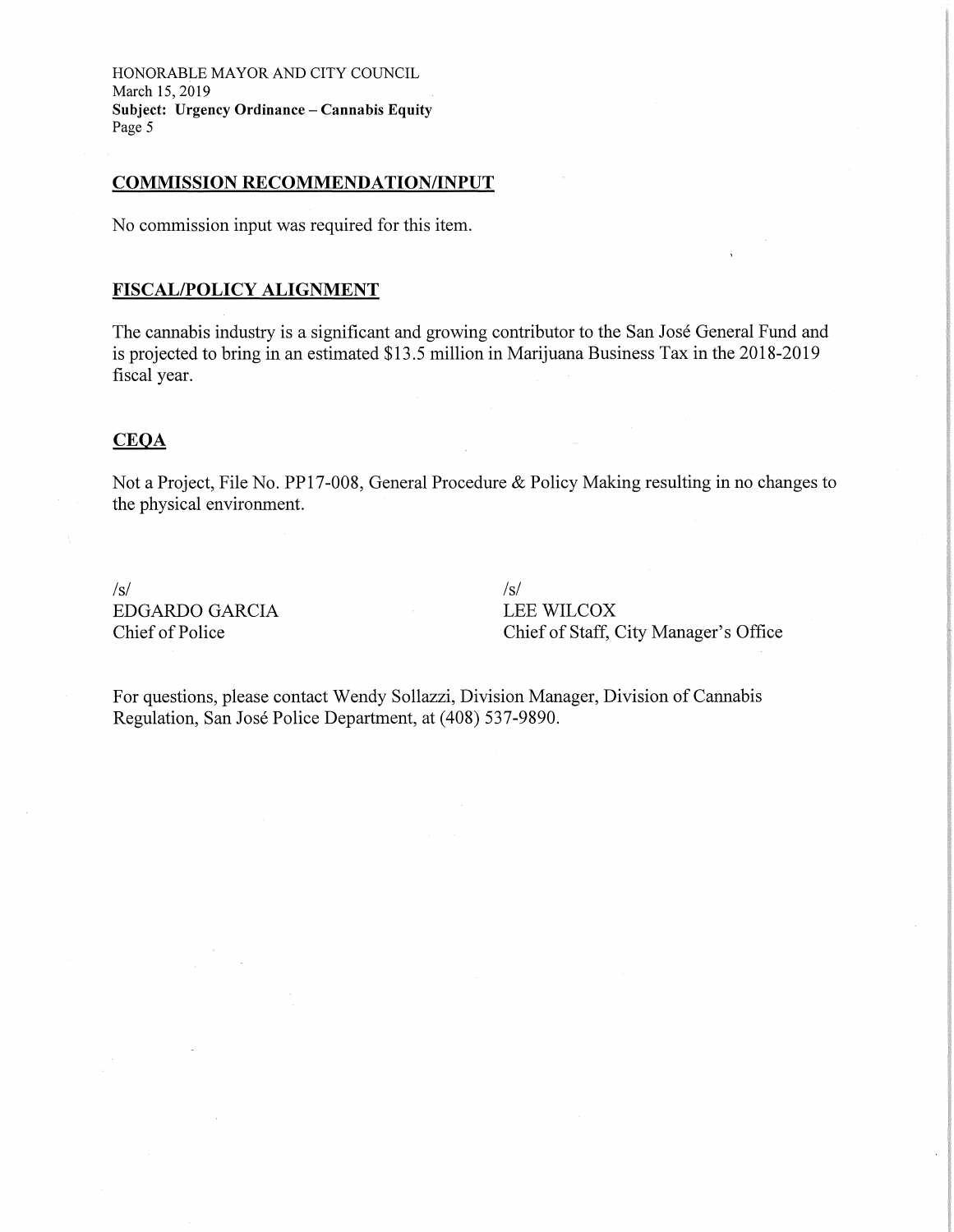## COMMISSION RECOMMENDATION/INPUT

No commission input was required for this item.

## FISCAL/POLICY ALIGNMENT

The cannabis industry is a significant and growing contributor to the San José General Fund and is projected to bring in an estimated $13.5 million in Marijuana Business Tax in the 2018-2019 fiscal year.

## CEQA

Not a Project, File No. PP17-008, General Procedure & Policy Making resulting in no changes to the physical environment.

/s/
EDGARDO GARCIA
Chief of Police

/s/
LEE WILCOX
Chief of Staff, City Manager's Office

For questions, please contact Wendy Sollazzi, Division Manager, Division of Cannabis Regulation, San José Police Department, at (408) 537-9890.